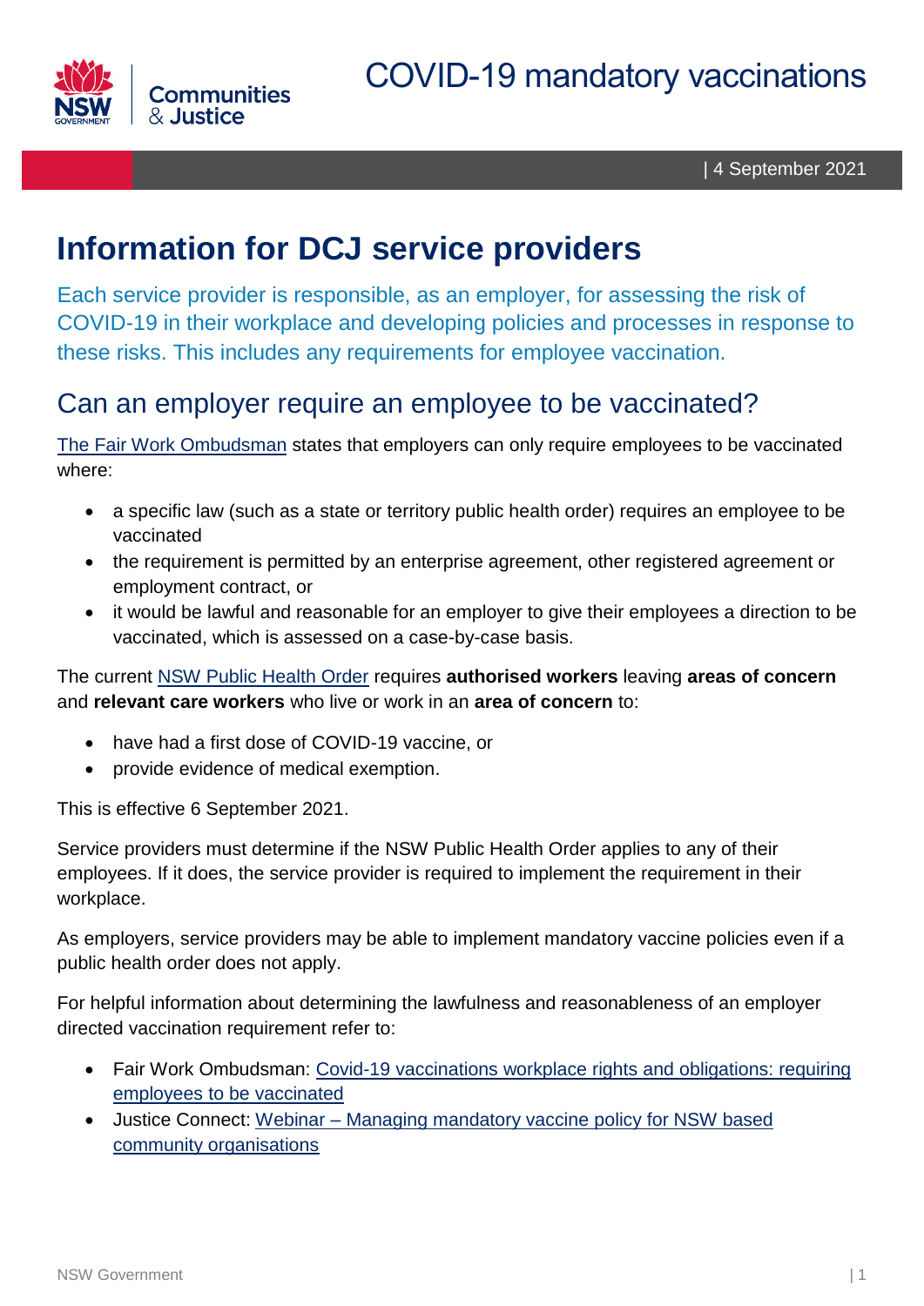# COVID-19 mandatory vaccinations

| 4 September 2021

## Information for DCJ service providers

Each service provider is responsible, as an employer, for assessing the risk of COVID-19 in their workplace and developing policies and processes in response to these risks. This includes any requirements for employee vaccination.

## Can an employer require an employee to be vaccinated?

The Fair Work Ombudsman states that employers can only require employees to be vaccinated where:

- a specific law (such as a state or territory public health order) requires an employee to be vaccinated
- the requirement is permitted by an enterprise agreement, other registered agreement or employment contract, or
- it would be lawful and reasonable for an employer to give their employees a direction to be vaccinated, which is assessed on a case-by-case basis.

The current NSW Public Health Order requires **authorised workers** leaving **areas of concern** and **relevant care workers** who live or work in an **area of concern** to:

- have had a first dose of COVID-19 vaccine, or
- provide evidence of medical exemption.

This is effective 6 September 2021.

Service providers must determine if the NSW Public Health Order applies to any of their employees. If it does, the service provider is required to implement the requirement in their workplace.

As employers, service providers may be able to implement mandatory vaccine policies even if a public health order does not apply.

For helpful information about determining the lawfulness and reasonableness of an employer directed vaccination requirement refer to:

- Fair Work Ombudsman: Covid-19 vaccinations workplace rights and obligations: requiring employees to be vaccinated
- Justice Connect: Webinar – Managing mandatory vaccine policy for NSW based community organisations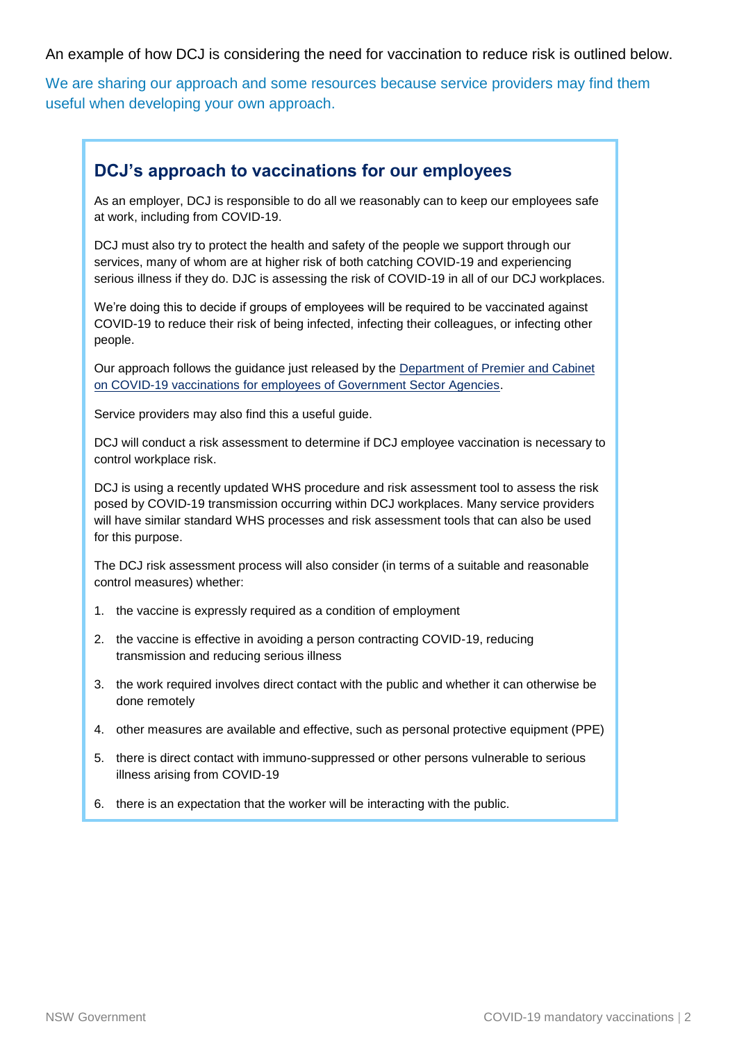An example of how DCJ is considering the need for vaccination to reduce risk is outlined below.

We are sharing our approach and some resources because service providers may find them useful when developing your own approach.

## DCJ's approach to vaccinations for our employees

As an employer, DCJ is responsible to do all we reasonably can to keep our employees safe at work, including from COVID-19.

DCJ must also try to protect the health and safety of the people we support through our services, many of whom are at higher risk of both catching COVID-19 and experiencing serious illness if they do. DJC is assessing the risk of COVID-19 in all of our DCJ workplaces.

We're doing this to decide if groups of employees will be required to be vaccinated against COVID-19 to reduce their risk of being infected, infecting their colleagues, or infecting other people.

Our approach follows the guidance just released by the Department of Premier and Cabinet on COVID-19 vaccinations for employees of Government Sector Agencies.

Service providers may also find this a useful guide.

DCJ will conduct a risk assessment to determine if DCJ employee vaccination is necessary to control workplace risk.

DCJ is using a recently updated WHS procedure and risk assessment tool to assess the risk posed by COVID-19 transmission occurring within DCJ workplaces. Many service providers will have similar standard WHS processes and risk assessment tools that can also be used for this purpose.

The DCJ risk assessment process will also consider (in terms of a suitable and reasonable control measures) whether:

1. the vaccine is expressly required as a condition of employment
2. the vaccine is effective in avoiding a person contracting COVID-19, reducing transmission and reducing serious illness
3. the work required involves direct contact with the public and whether it can otherwise be done remotely
4. other measures are available and effective, such as personal protective equipment (PPE)
5. there is direct contact with immuno-suppressed or other persons vulnerable to serious illness arising from COVID-19
6. there is an expectation that the worker will be interacting with the public.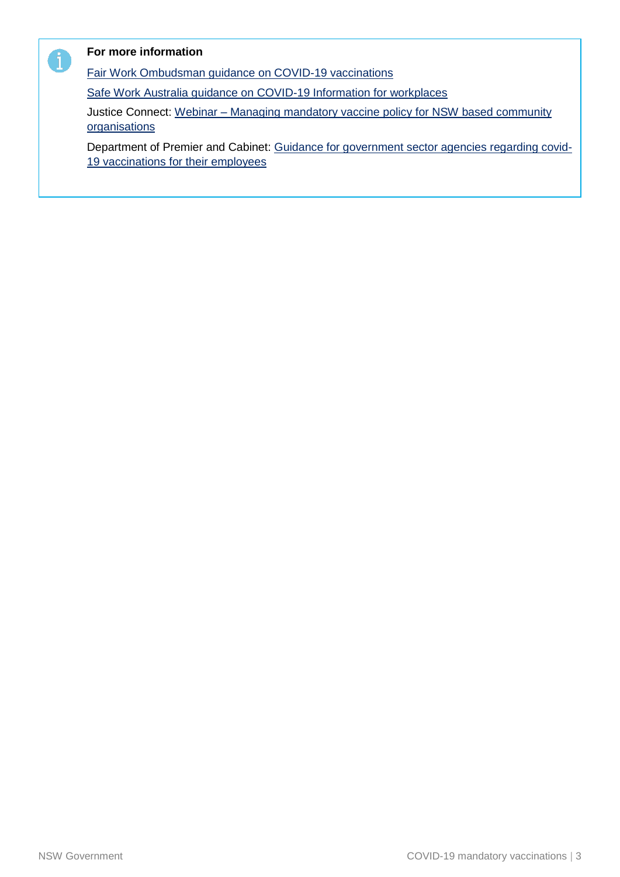**For more information**

Fair Work Ombudsman guidance on COVID-19 vaccinations

Safe Work Australia guidance on COVID-19 Information for workplaces

Justice Connect: Webinar – Managing mandatory vaccine policy for NSW based community organisations

Department of Premier and Cabinet: Guidance for government sector agencies regarding covid-19 vaccinations for their employees